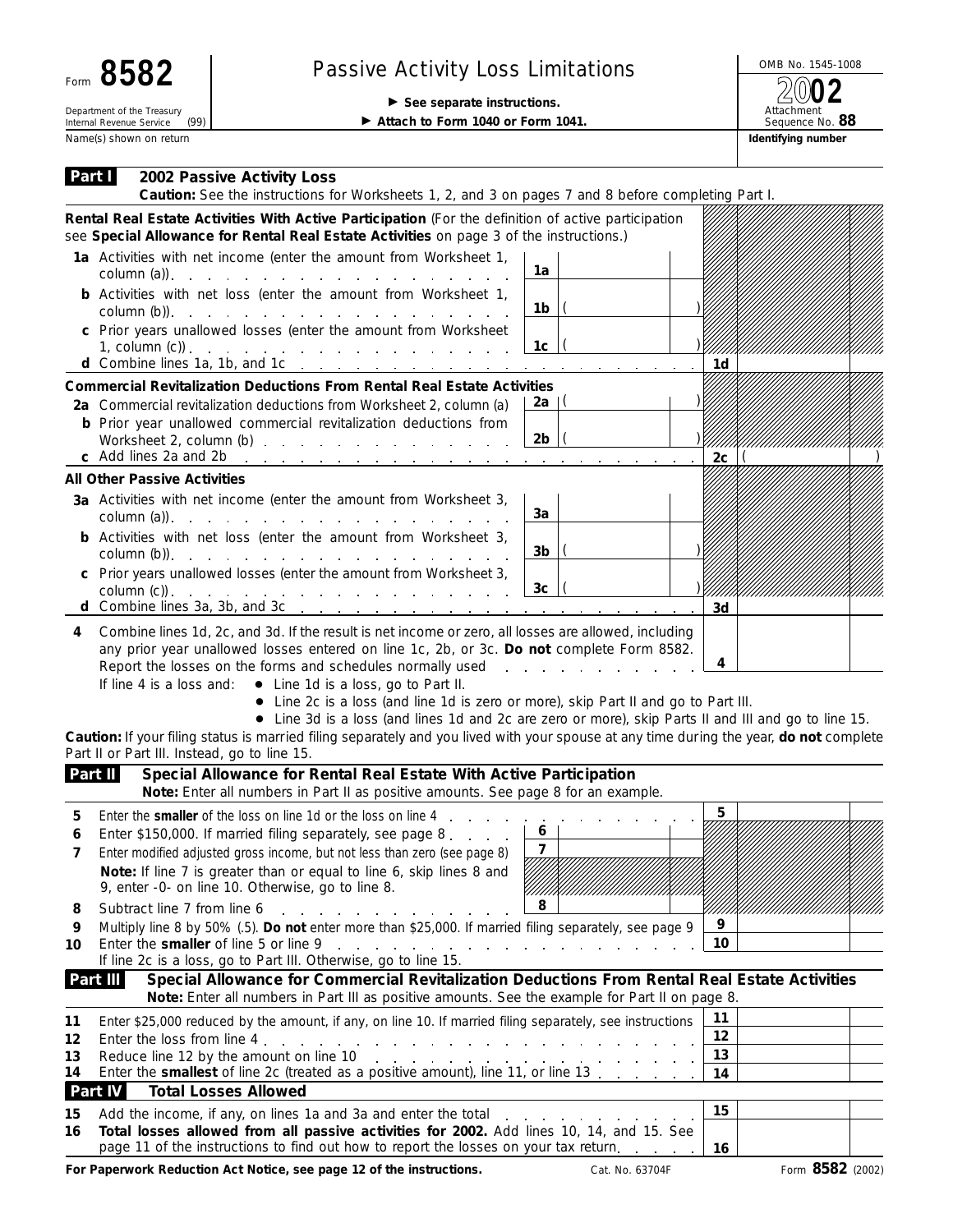Form **8582**

Department of the Treasury
Internal Revenue Service (99)

# Passive Activity Loss Limitations

▶ **See separate instructions.**

▶ **Attach to Form 1040 or Form 1041.**

OMB No. 1545-1008

**2002**

Attachment Sequence No. **88**

Name(s) shown on return | **Identifying number**

## Part I 2002 Passive Activity Loss

**Caution:** See the instructions for Worksheets 1, 2, and 3 on pages 7 and 8 before completing Part I.

**Rental Real Estate Activities With Active Participation** (For the definition of active participation see **Special Allowance for Rental Real Estate Activities** on page 3 of the instructions.)

| | | | | |
|---|---|---|---|---|
| **1a** Activities with net income (enter the amount from Worksheet 1, column (a)) | 1a | | | |
| **b** Activities with net loss (enter the amount from Worksheet 1, column (b)) | 1b | ( ) | | |
| **c** Prior years unallowed losses (enter the amount from Worksheet 1, column (c)) | 1c | ( ) | | |
| **d** Combine lines 1a, 1b, and 1c | | | 1d | |

**Commercial Revitalization Deductions From Rental Real Estate Activities**

| | | | | |
|---|---|---|---|---|
| **2a** Commercial revitalization deductions from Worksheet 2, column (a) | 2a | ( ) | | |
| **b** Prior year unallowed commercial revitalization deductions from Worksheet 2, column (b) | 2b | ( ) | | |
| **c** Add lines 2a and 2b | | | 2c | ( ) |

**All Other Passive Activities**

| | | | | |
|---|---|---|---|---|
| **3a** Activities with net income (enter the amount from Worksheet 3, column (a)) | 3a | | | |
| **b** Activities with net loss (enter the amount from Worksheet 3, column (b)) | 3b | ( ) | | |
| **c** Prior years unallowed losses (enter the amount from Worksheet 3, column (c)) | 3c | ( ) | | |
| **d** Combine lines 3a, 3b, and 3c | | | 3d | |

**4** Combine lines 1d, 2c, and 3d. If the result is net income or zero, all losses are allowed, including any prior year unallowed losses entered on line 1c, 2b, or 3c. **Do not** complete Form 8582. Report the losses on the forms and schedules normally used . . . **4**

If line 4 is a loss and:
- Line 1d is a loss, go to Part II.
- Line 2c is a loss (and line 1d is zero or more), skip Part II and go to Part III.
- Line 3d is a loss (and lines 1d and 2c are zero or more), skip Parts II and III and go to line 15.

**Caution:** If your filing status is married filing separately and you lived with your spouse at any time during the year, **do not** complete Part II or Part III. Instead, go to line 15.

## Part II Special Allowance for Rental Real Estate With Active Participation

**Note:** Enter all numbers in Part II as positive amounts. See page 8 for an example.

| | | | | |
|---|---|---|---|---|
| **5** Enter the **smaller** of the loss on line 1d or the loss on line 4 | | | 5 | |
| **6** Enter $150,000. If married filing separately, see page 8 | 6 | | | |
| **7** Enter modified adjusted gross income, but not less than zero (see page 8) | 7 | | | |
| **Note:** If line 7 is greater than or equal to line 6, skip lines 8 and 9, enter -0- on line 10. Otherwise, go to line 8. | | | | |
| **8** Subtract line 7 from line 6 | 8 | | | |
| **9** Multiply line 8 by 50% (.5). **Do not** enter more than $25,000. If married filing separately, see page 9 | | | 9 | |
| **10** Enter the **smaller** of line 5 or line 9 | | | 10 | |

If line 2c is a loss, go to Part III. Otherwise, go to line 15.

## Part III Special Allowance for Commercial Revitalization Deductions From Rental Real Estate Activities

**Note:** Enter all numbers in Part III as positive amounts. See the example for Part II on page 8.

| | | |
|---|---|---|
| **11** Enter $25,000 reduced by the amount, if any, on line 10. If married filing separately, see instructions | 11 | |
| **12** Enter the loss from line 4 | 12 | |
| **13** Reduce line 12 by the amount on line 10 | 13 | |
| **14** Enter the **smallest** of line 2c (treated as a positive amount), line 11, or line 13 | 14 | |

## Part IV Total Losses Allowed

| | | |
|---|---|---|
| **15** Add the income, if any, on lines 1a and 3a and enter the total | 15 | |
| **16** **Total losses allowed from all passive activities for 2002.** Add lines 10, 14, and 15. See page 11 of the instructions to find out how to report the losses on your tax return | 16 | |

**For Paperwork Reduction Act Notice, see page 12 of the instructions.** Cat. No. 63704F Form **8582** (2002)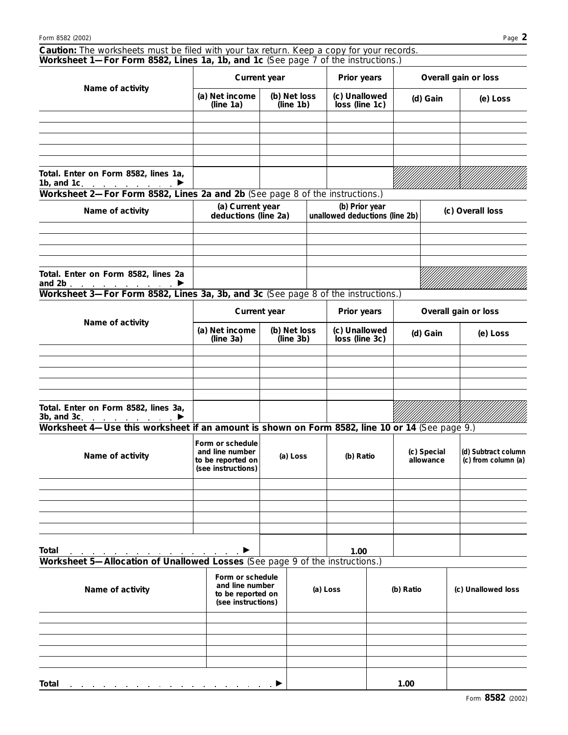**Caution:** *The worksheets must be filed with your tax return. Keep a copy for your records.*

**Worksheet 1—For Form 8582, Lines 1a, 1b, and 1c** (See page 7 of the instructions.)

| Name of activity | Current year | | Prior years | Overall gain or loss | |
|---|---|---|---|---|---|
| | (a) Net income (line 1a) | (b) Net loss (line 1b) | (c) Unallowed loss (line 1c) | (d) Gain | (e) Loss |
| | | | | | |
| | | | | | |
| | | | | | |
| | | | | | |
| | | | | | |
| Total. Enter on Form 8582, lines 1a, 1b, and 1c ▶ | | | | | |

**Worksheet 2—For Form 8582, Lines 2a and 2b** (See page 8 of the instructions.)

| Name of activity | (a) Current year deductions (line 2a) | (b) Prior year unallowed deductions (line 2b) | (c) Overall loss |
|---|---|---|---|
| | | | |
| | | | |
| | | | |
| | | | |
| Total. Enter on Form 8582, lines 2a and 2b ▶ | | | |

**Worksheet 3—For Form 8582, Lines 3a, 3b, and 3c** (See page 8 of the instructions.)

| Name of activity | Current year | | Prior years | Overall gain or loss | |
|---|---|---|---|---|---|
| | (a) Net income (line 3a) | (b) Net loss (line 3b) | (c) Unallowed loss (line 3c) | (d) Gain | (e) Loss |
| | | | | | |
| | | | | | |
| | | | | | |
| | | | | | |
| | | | | | |
| Total. Enter on Form 8582, lines 3a, 3b, and 3c ▶ | | | | | |

**Worksheet 4—Use this worksheet if an amount is shown on Form 8582, line 10 or 14** (See page 9.)

| Name of activity | Form or schedule and line number to be reported on (see instructions) | (a) Loss | (b) Ratio | (c) Special allowance | (d) Subtract column (c) from column (a) |
|---|---|---|---|---|---|
| | | | | | |
| | | | | | |
| | | | | | |
| | | | | | |
| | | | | | |
| Total ▶ | | | 1.00 | | |

**Worksheet 5—Allocation of Unallowed Losses** (See page 9 of the instructions.)

| Name of activity | Form or schedule and line number to be reported on (see instructions) | (a) Loss | (b) Ratio | (c) Unallowed loss |
|---|---|---|---|---|
| | | | | |
| | | | | |
| | | | | |
| | | | | |
| | | | | |
| Total ▶ | | | 1.00 | |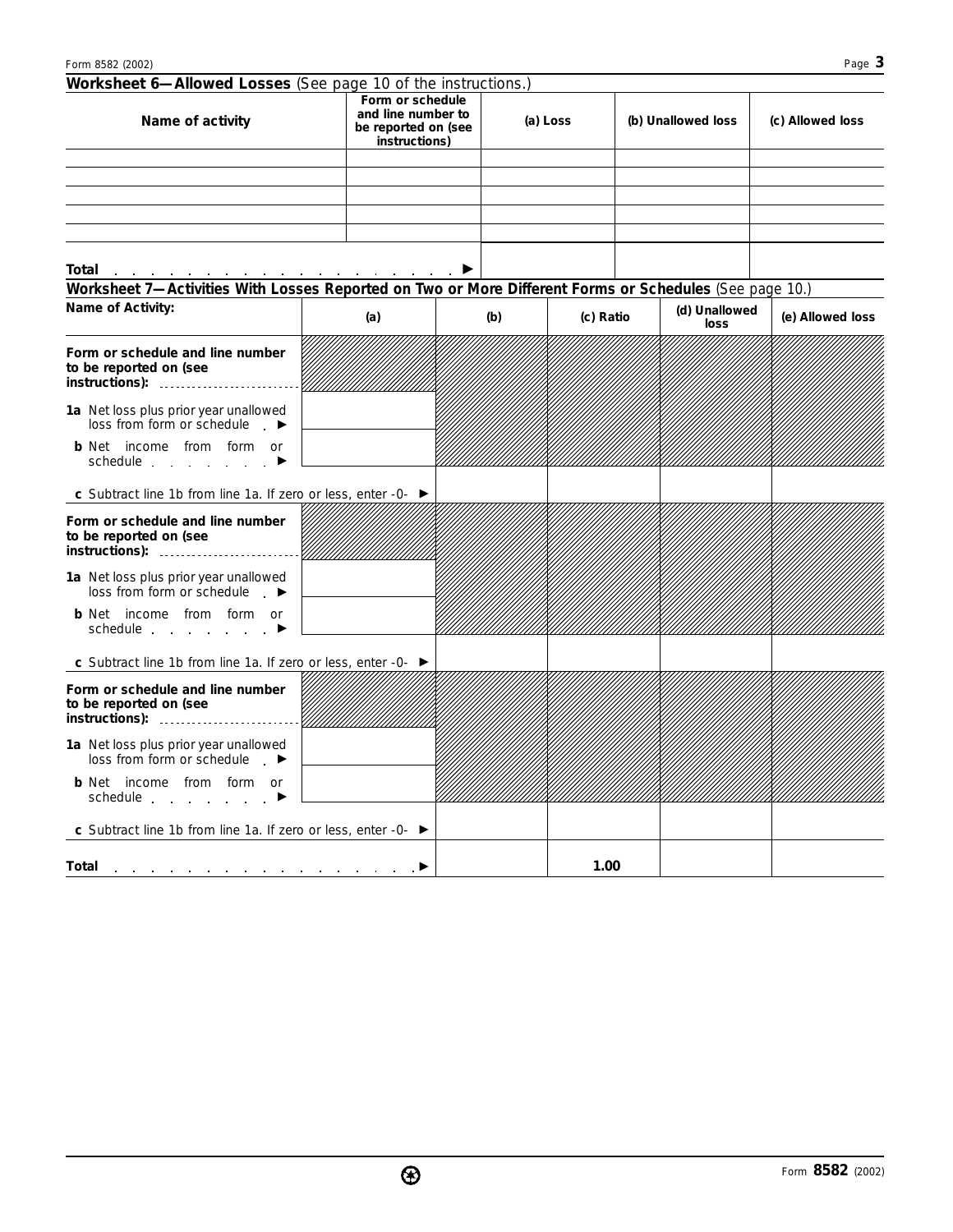## Worksheet 6—Allowed Losses *(See page 10 of the instructions.)*

| Name of activity | Form or schedule and line number to be reported on (see instructions) | (a) Loss | (b) Unallowed loss | (c) Allowed loss |
|---|---|---|---|---|
| | | | | |
| | | | | |
| | | | | |
| | | | | |
| | | | | |
| **Total** ▶ | | | | |

## Worksheet 7—Activities With Losses Reported on Two or More Different Forms or Schedules *(See page 10.)*

| Name of Activity: | (a) | (b) | (c) Ratio | (d) Unallowed loss | (e) Allowed loss |
|---|---|---|---|---|---|
| **Form or schedule and line number to be reported on (see instructions):** | | | | | |
| **1a** Net loss plus prior year unallowed loss from form or schedule ▶ | | | | | |
| **b** Net income from form or schedule ▶ | | | | | |
| **c** Subtract line 1b from line 1a. If zero or less, enter -0- ▶ | | | | | |
| **Form or schedule and line number to be reported on (see instructions):** | | | | | |
| **1a** Net loss plus prior year unallowed loss from form or schedule ▶ | | | | | |
| **b** Net income from form or schedule ▶ | | | | | |
| **c** Subtract line 1b from line 1a. If zero or less, enter -0- ▶ | | | | | |
| **Form or schedule and line number to be reported on (see instructions):** | | | | | |
| **1a** Net loss plus prior year unallowed loss from form or schedule ▶ | | | | | |
| **b** Net income from form or schedule ▶ | | | | | |
| **c** Subtract line 1b from line 1a. If zero or less, enter -0- ▶ | | | | | |
| **Total** ▶ | | | 1.00 | | |